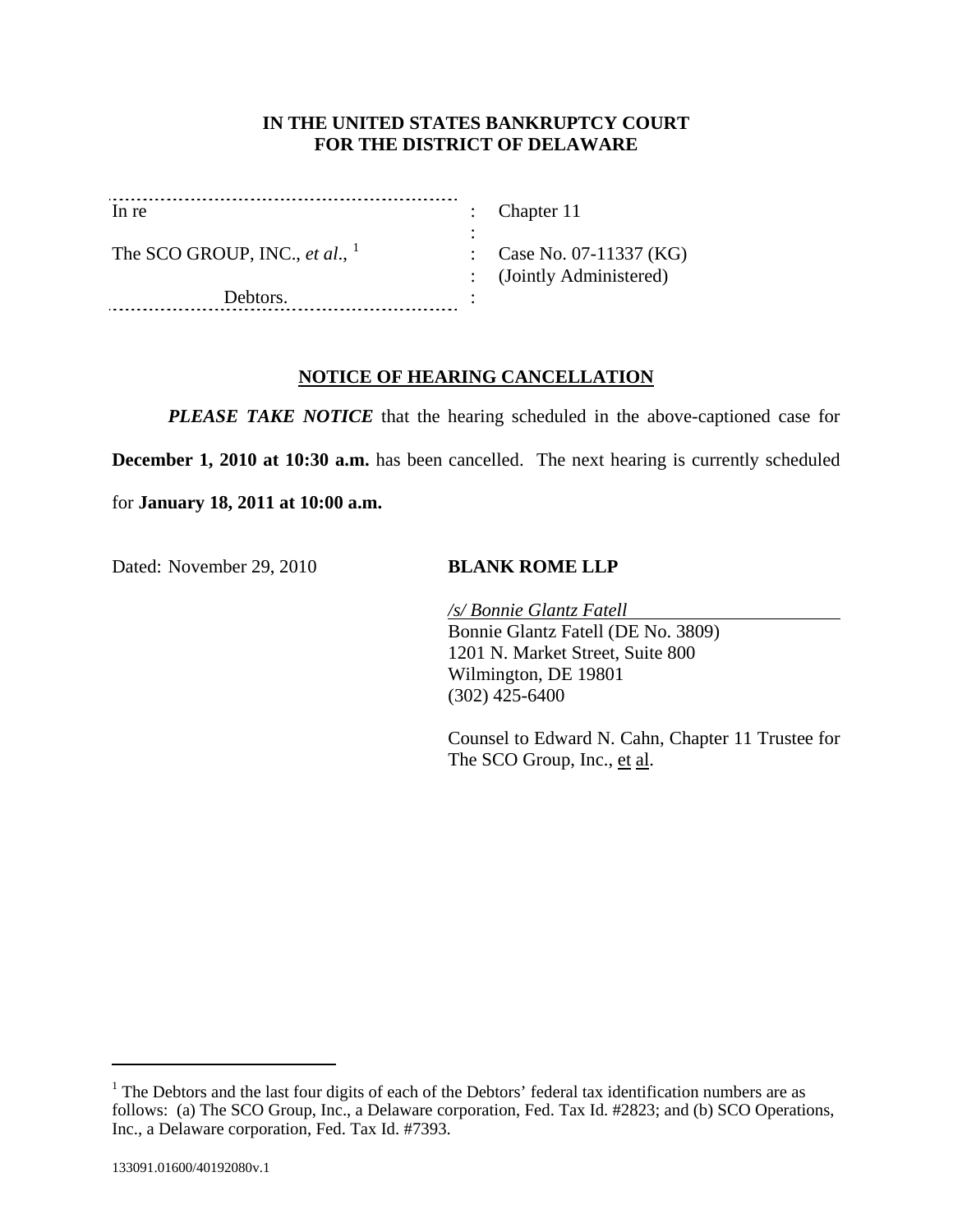**IN THE UNITED STATES BANKRUPTCY COURT**
**FOR THE DISTRICT OF DELAWARE**

| | | |
|---|---|---|
| In re | : | Chapter 11 |
| | : | |
| The SCO GROUP, INC., *et al.*, [1] | : | Case No. 07-11337 (KG) |
| | : | (Jointly Administered) |
| Debtors. | : | |

**NOTICE OF HEARING CANCELLATION**

***PLEASE TAKE NOTICE*** that the hearing scheduled in the above-captioned case for **December 1, 2010 at 10:30 a.m.** has been cancelled. The next hearing is currently scheduled for **January 18, 2011 at 10:00 a.m.**

Dated: November 29, 2010

**BLANK ROME LLP**

*/s/ Bonnie Glantz Fatell*
Bonnie Glantz Fatell (DE No. 3809)
1201 N. Market Street, Suite 800
Wilmington, DE 19801
(302) 425-6400

Counsel to Edward N. Cahn, Chapter 11 Trustee for The SCO Group, Inc., et al.

[1] The Debtors and the last four digits of each of the Debtors' federal tax identification numbers are as follows: (a) The SCO Group, Inc., a Delaware corporation, Fed. Tax Id. #2823; and (b) SCO Operations, Inc., a Delaware corporation, Fed. Tax Id. #7393.

133091.01600/40192080v.1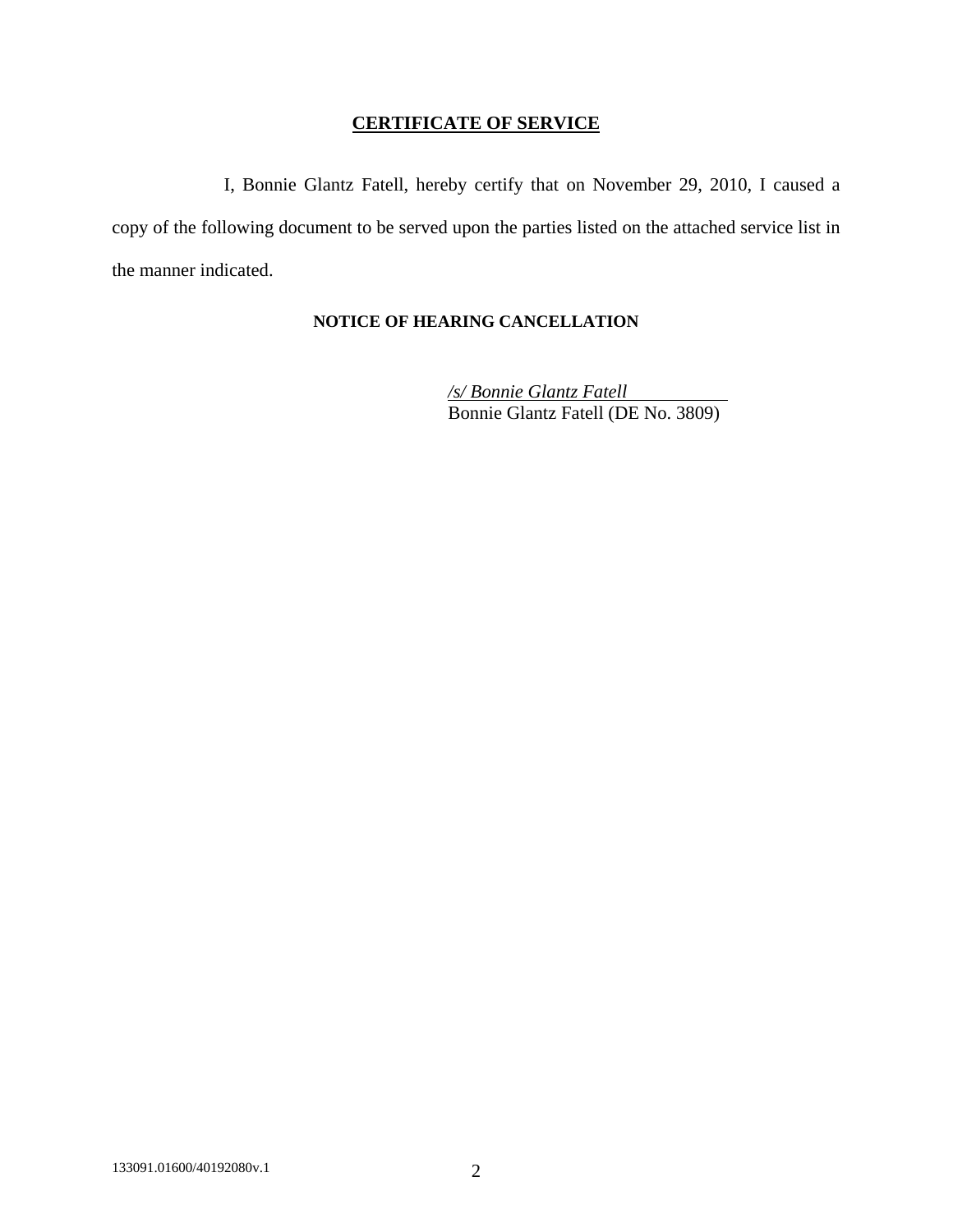# CERTIFICATE OF SERVICE

I, Bonnie Glantz Fatell, hereby certify that on November 29, 2010, I caused a copy of the following document to be served upon the parties listed on the attached service list in the manner indicated.

**NOTICE OF HEARING CANCELLATION**

*/s/ Bonnie Glantz Fatell*
Bonnie Glantz Fatell (DE No. 3809)

133091.01600/40192080v.1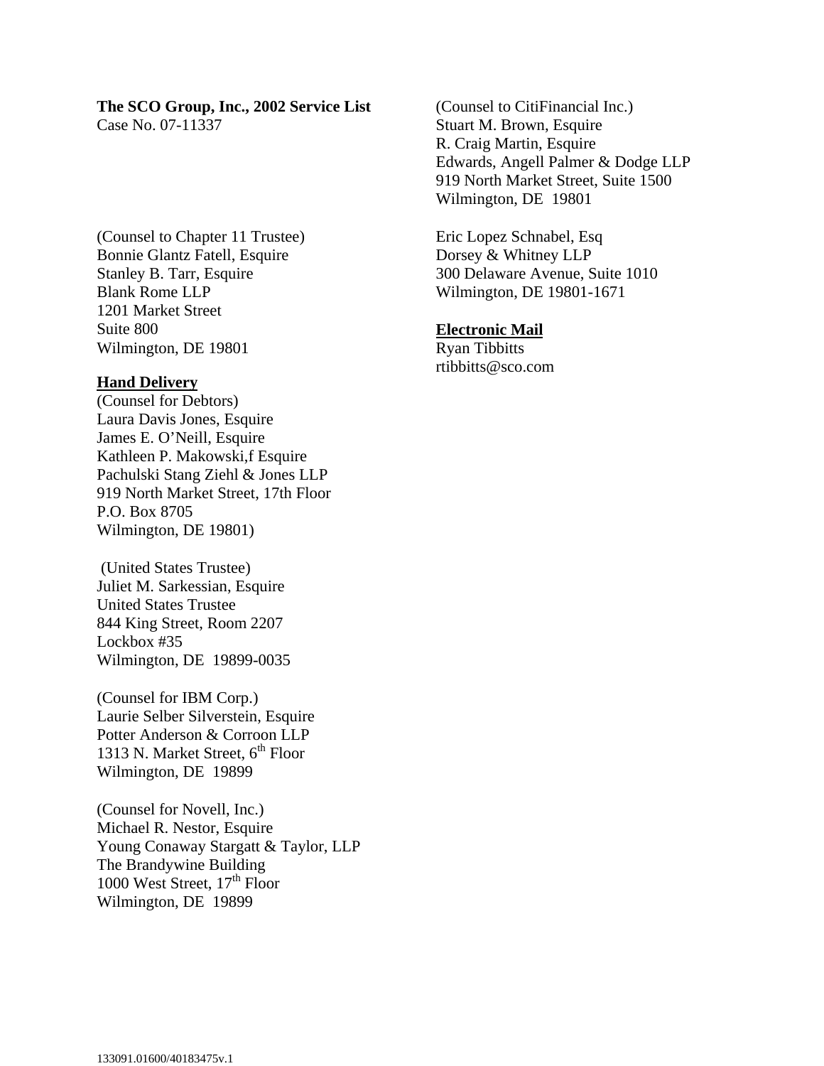**The SCO Group, Inc., 2002 Service List**
Case No. 07-11337

(Counsel to Chapter 11 Trustee)
Bonnie Glantz Fatell, Esquire
Stanley B. Tarr, Esquire
Blank Rome LLP
1201 Market Street
Suite 800
Wilmington, DE 19801

**Hand Delivery**
(Counsel for Debtors)
Laura Davis Jones, Esquire
James E. O'Neill, Esquire
Kathleen P. Makowski,f Esquire
Pachulski Stang Ziehl & Jones LLP
919 North Market Street, 17th Floor
P.O. Box 8705
Wilmington, DE 19801)

(United States Trustee)
Juliet M. Sarkessian, Esquire
United States Trustee
844 King Street, Room 2207
Lockbox #35
Wilmington, DE 19899-0035

(Counsel for IBM Corp.)
Laurie Selber Silverstein, Esquire
Potter Anderson & Corroon LLP
1313 N. Market Street, 6th Floor
Wilmington, DE 19899

(Counsel for Novell, Inc.)
Michael R. Nestor, Esquire
Young Conaway Stargatt & Taylor, LLP
The Brandywine Building
1000 West Street, 17th Floor
Wilmington, DE 19899

(Counsel to CitiFinancial Inc.)
Stuart M. Brown, Esquire
R. Craig Martin, Esquire
Edwards, Angell Palmer & Dodge LLP
919 North Market Street, Suite 1500
Wilmington, DE 19801

Eric Lopez Schnabel, Esq
Dorsey & Whitney LLP
300 Delaware Avenue, Suite 1010
Wilmington, DE 19801-1671

**Electronic Mail**
Ryan Tibbitts
rtibbitts@sco.com

133091.01600/40183475v.1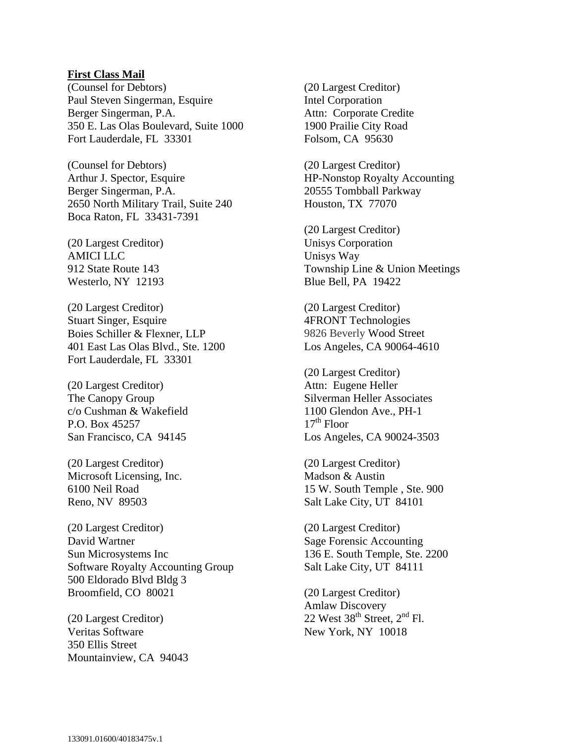**First Class Mail**

(Counsel for Debtors)
Paul Steven Singerman, Esquire
Berger Singerman, P.A.
350 E. Las Olas Boulevard, Suite 1000
Fort Lauderdale, FL 33301

(Counsel for Debtors)
Arthur J. Spector, Esquire
Berger Singerman, P.A.
2650 North Military Trail, Suite 240
Boca Raton, FL 33431-7391

(20 Largest Creditor)
AMICI LLC
912 State Route 143
Westerlo, NY 12193

(20 Largest Creditor)
Stuart Singer, Esquire
Boies Schiller & Flexner, LLP
401 East Las Olas Blvd., Ste. 1200
Fort Lauderdale, FL 33301

(20 Largest Creditor)
The Canopy Group
c/o Cushman & Wakefield
P.O. Box 45257
San Francisco, CA 94145

(20 Largest Creditor)
Microsoft Licensing, Inc.
6100 Neil Road
Reno, NV 89503

(20 Largest Creditor)
David Wartner
Sun Microsystems Inc
Software Royalty Accounting Group
500 Eldorado Blvd Bldg 3
Broomfield, CO 80021

(20 Largest Creditor)
Veritas Software
350 Ellis Street
Mountainview, CA 94043

(20 Largest Creditor)
Intel Corporation
Attn: Corporate Credite
1900 Prailie City Road
Folsom, CA 95630

(20 Largest Creditor)
HP-Nonstop Royalty Accounting
20555 Tombball Parkway
Houston, TX 77070

(20 Largest Creditor)
Unisys Corporation
Unisys Way
Township Line & Union Meetings
Blue Bell, PA 19422

(20 Largest Creditor)
4FRONT Technologies
9826 Beverly Wood Street
Los Angeles, CA 90064-4610

(20 Largest Creditor)
Attn: Eugene Heller
Silverman Heller Associates
1100 Glendon Ave., PH-1
17th Floor
Los Angeles, CA 90024-3503

(20 Largest Creditor)
Madson & Austin
15 W. South Temple , Ste. 900
Salt Lake City, UT 84101

(20 Largest Creditor)
Sage Forensic Accounting
136 E. South Temple, Ste. 2200
Salt Lake City, UT 84111

(20 Largest Creditor)
Amlaw Discovery
22 West 38th Street, 2nd Fl.
New York, NY 10018

133091.01600/40183475v.1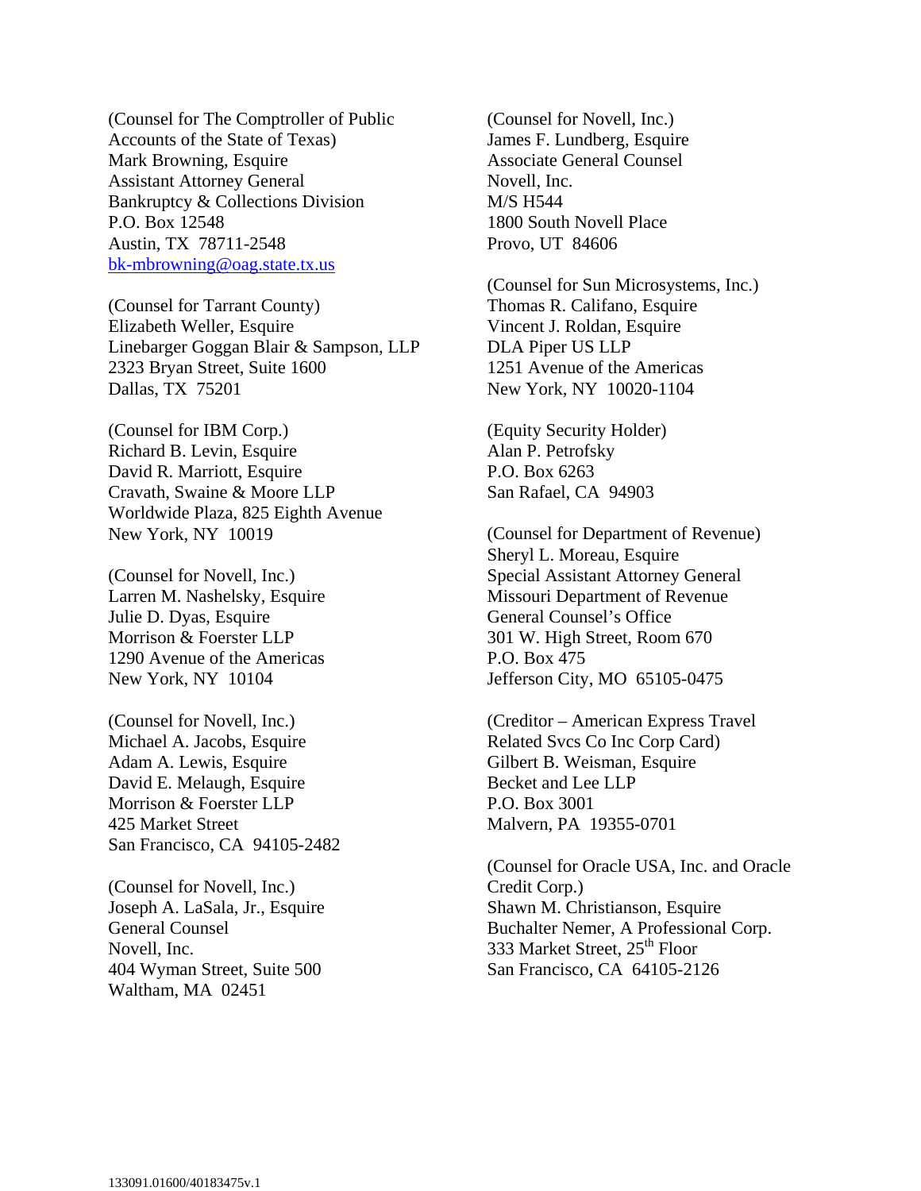(Counsel for The Comptroller of Public Accounts of the State of Texas)
Mark Browning, Esquire
Assistant Attorney General
Bankruptcy & Collections Division
P.O. Box 12548
Austin, TX 78711-2548
bk-mbrowning@oag.state.tx.us

(Counsel for Tarrant County)
Elizabeth Weller, Esquire
Linebarger Goggan Blair & Sampson, LLP
2323 Bryan Street, Suite 1600
Dallas, TX 75201

(Counsel for IBM Corp.)
Richard B. Levin, Esquire
David R. Marriott, Esquire
Cravath, Swaine & Moore LLP
Worldwide Plaza, 825 Eighth Avenue
New York, NY 10019

(Counsel for Novell, Inc.)
Larren M. Nashelsky, Esquire
Julie D. Dyas, Esquire
Morrison & Foerster LLP
1290 Avenue of the Americas
New York, NY 10104

(Counsel for Novell, Inc.)
Michael A. Jacobs, Esquire
Adam A. Lewis, Esquire
David E. Melaugh, Esquire
Morrison & Foerster LLP
425 Market Street
San Francisco, CA 94105-2482

(Counsel for Novell, Inc.)
Joseph A. LaSala, Jr., Esquire
General Counsel
Novell, Inc.
404 Wyman Street, Suite 500
Waltham, MA 02451

(Counsel for Novell, Inc.)
James F. Lundberg, Esquire
Associate General Counsel
Novell, Inc.
M/S H544
1800 South Novell Place
Provo, UT 84606

(Counsel for Sun Microsystems, Inc.)
Thomas R. Califano, Esquire
Vincent J. Roldan, Esquire
DLA Piper US LLP
1251 Avenue of the Americas
New York, NY 10020-1104

(Equity Security Holder)
Alan P. Petrofsky
P.O. Box 6263
San Rafael, CA 94903

(Counsel for Department of Revenue)
Sheryl L. Moreau, Esquire
Special Assistant Attorney General
Missouri Department of Revenue
General Counsel's Office
301 W. High Street, Room 670
P.O. Box 475
Jefferson City, MO 65105-0475

(Creditor – American Express Travel Related Svcs Co Inc Corp Card)
Gilbert B. Weisman, Esquire
Becket and Lee LLP
P.O. Box 3001
Malvern, PA 19355-0701

(Counsel for Oracle USA, Inc. and Oracle Credit Corp.)
Shawn M. Christianson, Esquire
Buchalter Nemer, A Professional Corp.
333 Market Street, 25th Floor
San Francisco, CA 64105-2126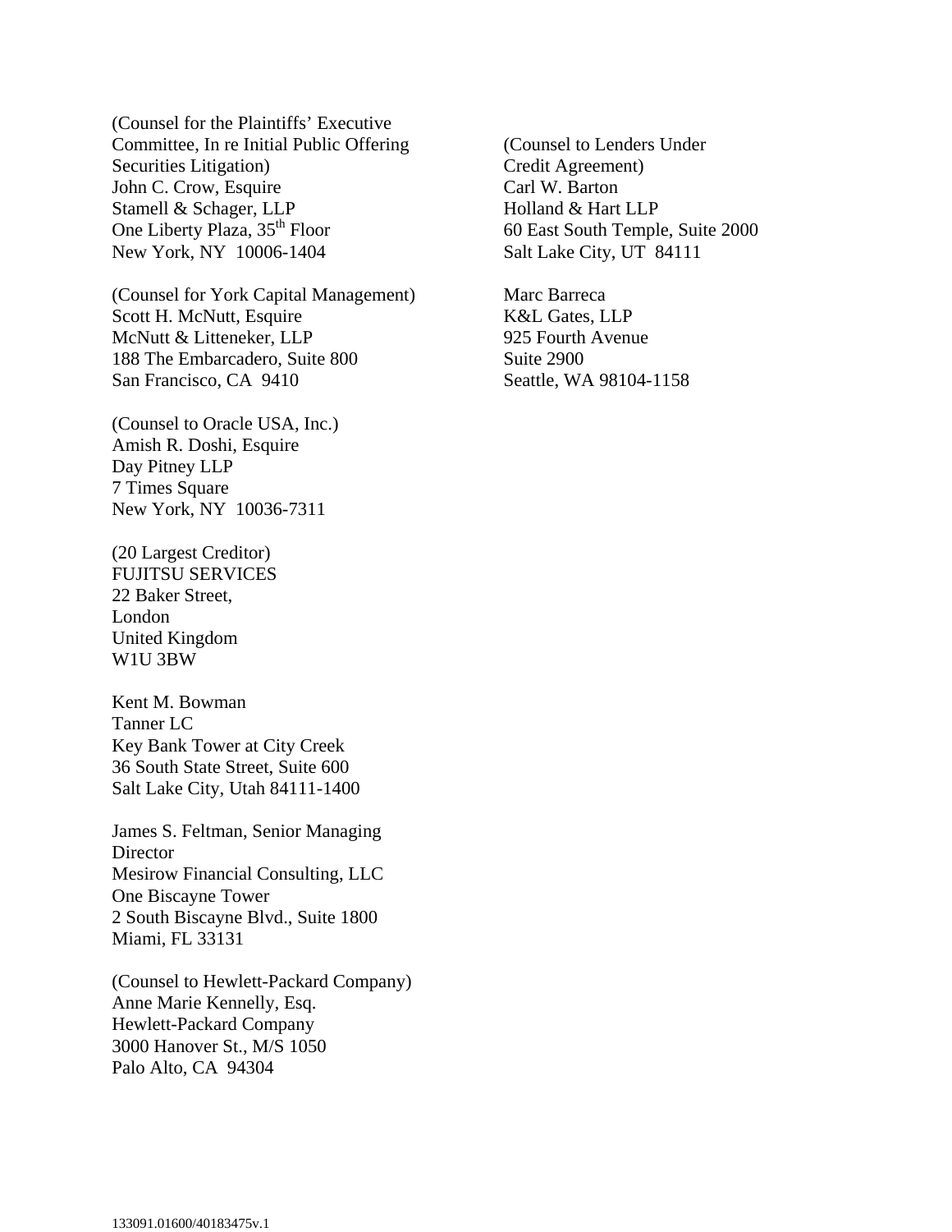(Counsel for the Plaintiffs' Executive Committee, In re Initial Public Offering Securities Litigation)
John C. Crow, Esquire
Stamell & Schager, LLP
One Liberty Plaza, 35th Floor
New York, NY 10006-1404

(Counsel for York Capital Management)
Scott H. McNutt, Esquire
McNutt & Litteneker, LLP
188 The Embarcadero, Suite 800
San Francisco, CA 9410

(Counsel to Oracle USA, Inc.)
Amish R. Doshi, Esquire
Day Pitney LLP
7 Times Square
New York, NY 10036-7311

(20 Largest Creditor)
FUJITSU SERVICES
22 Baker Street,
London
United Kingdom
W1U 3BW

Kent M. Bowman
Tanner LC
Key Bank Tower at City Creek
36 South State Street, Suite 600
Salt Lake City, Utah 84111-1400

James S. Feltman, Senior Managing Director
Mesirow Financial Consulting, LLC
One Biscayne Tower
2 South Biscayne Blvd., Suite 1800
Miami, FL 33131

(Counsel to Hewlett-Packard Company)
Anne Marie Kennelly, Esq.
Hewlett-Packard Company
3000 Hanover St., M/S 1050
Palo Alto, CA 94304

(Counsel to Lenders Under Credit Agreement)
Carl W. Barton
Holland & Hart LLP
60 East South Temple, Suite 2000
Salt Lake City, UT 84111

Marc Barreca
K&L Gates, LLP
925 Fourth Avenue
Suite 2900
Seattle, WA 98104-1158

133091.01600/40183475v.1